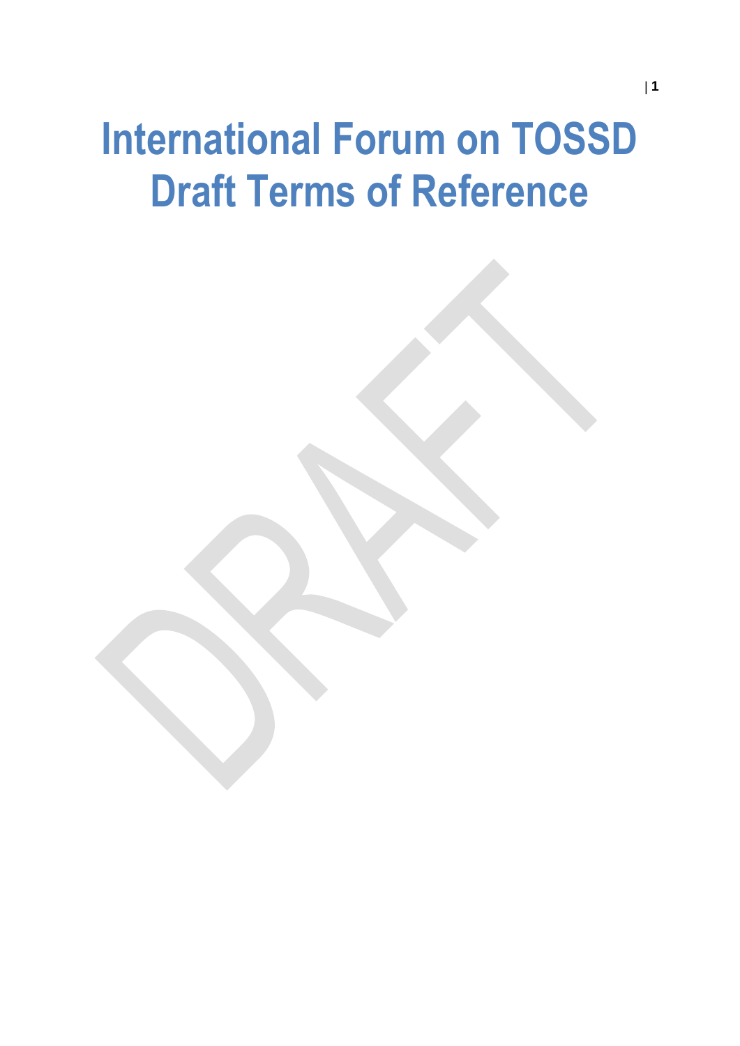# International Forum on TOSSD
# Draft Terms of Reference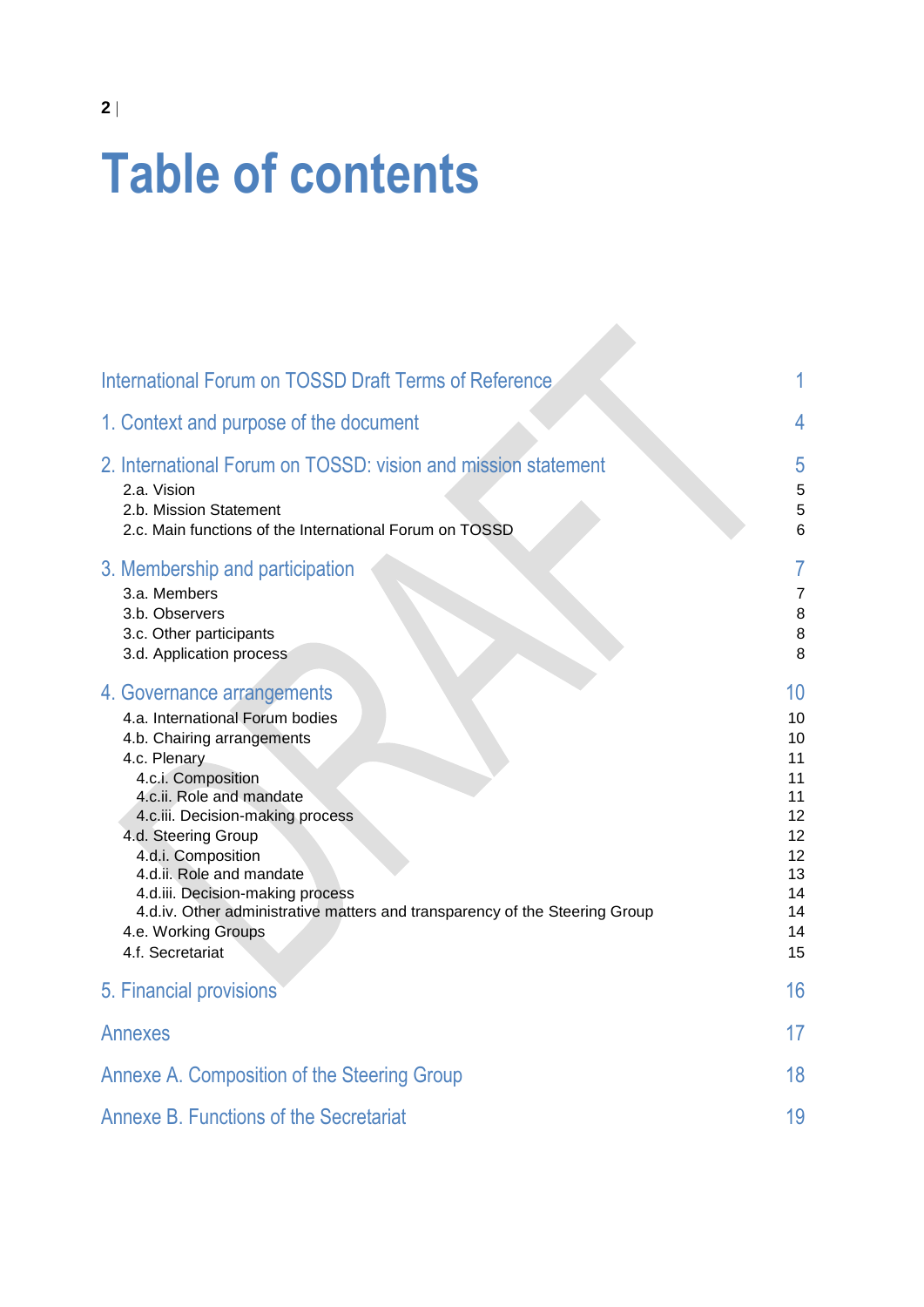# Table of contents

| | |
|---|---|
| International Forum on TOSSD Draft Terms of Reference | 1 |
| 1. Context and purpose of the document | 4 |
| 2. International Forum on TOSSD: vision and mission statement | 5 |
| 2.a. Vision | 5 |
| 2.b. Mission Statement | 5 |
| 2.c. Main functions of the International Forum on TOSSD | 6 |
| 3. Membership and participation | 7 |
| 3.a. Members | 7 |
| 3.b. Observers | 8 |
| 3.c. Other participants | 8 |
| 3.d. Application process | 8 |
| 4. Governance arrangements | 10 |
| 4.a. International Forum bodies | 10 |
| 4.b. Chairing arrangements | 10 |
| 4.c. Plenary | 11 |
| 4.c.i. Composition | 11 |
| 4.c.ii. Role and mandate | 11 |
| 4.c.iii. Decision-making process | 12 |
| 4.d. Steering Group | 12 |
| 4.d.i. Composition | 12 |
| 4.d.ii. Role and mandate | 13 |
| 4.d.iii. Decision-making process | 14 |
| 4.d.iv. Other administrative matters and transparency of the Steering Group | 14 |
| 4.e. Working Groups | 14 |
| 4.f. Secretariat | 15 |
| 5. Financial provisions | 16 |
| Annexes | 17 |
| Annexe A. Composition of the Steering Group | 18 |
| Annexe B. Functions of the Secretariat | 19 |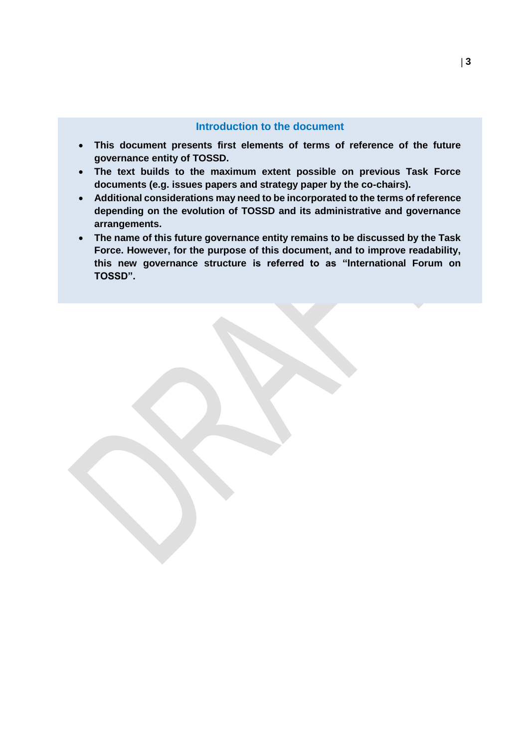## Introduction to the document

- **This document presents first elements of terms of reference of the future governance entity of TOSSD.**
- **The text builds to the maximum extent possible on previous Task Force documents (e.g. issues papers and strategy paper by the co-chairs).**
- **Additional considerations may need to be incorporated to the terms of reference depending on the evolution of TOSSD and its administrative and governance arrangements.**
- **The name of this future governance entity remains to be discussed by the Task Force. However, for the purpose of this document, and to improve readability, this new governance structure is referred to as "International Forum on TOSSD".**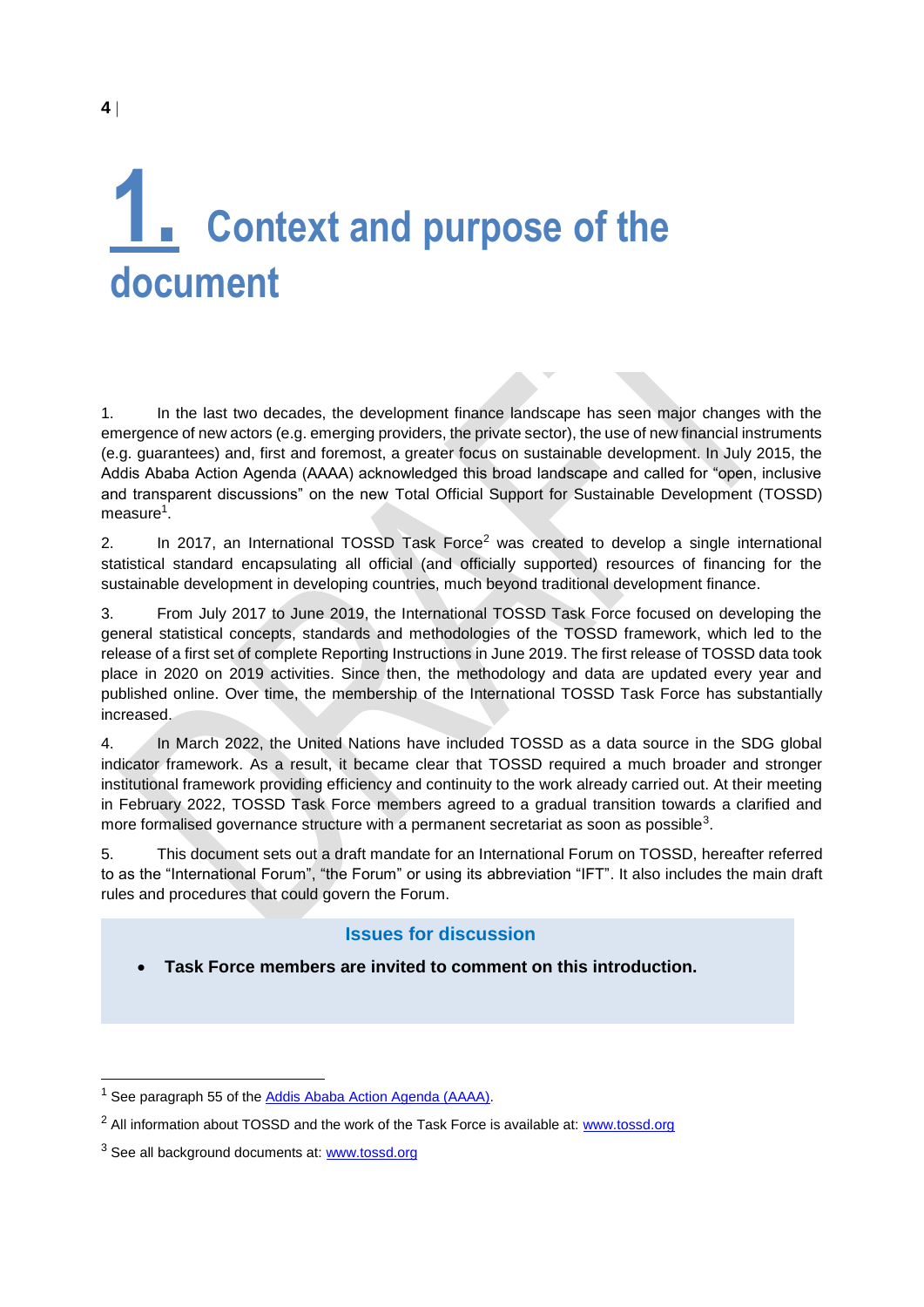# 1. Context and purpose of the document

1. In the last two decades, the development finance landscape has seen major changes with the emergence of new actors (e.g. emerging providers, the private sector), the use of new financial instruments (e.g. guarantees) and, first and foremost, a greater focus on sustainable development. In July 2015, the Addis Ababa Action Agenda (AAAA) acknowledged this broad landscape and called for "open, inclusive and transparent discussions" on the new Total Official Support for Sustainable Development (TOSSD) measure[1].

2. In 2017, an International TOSSD Task Force[2] was created to develop a single international statistical standard encapsulating all official (and officially supported) resources of financing for the sustainable development in developing countries, much beyond traditional development finance.

3. From July 2017 to June 2019, the International TOSSD Task Force focused on developing the general statistical concepts, standards and methodologies of the TOSSD framework, which led to the release of a first set of complete Reporting Instructions in June 2019. The first release of TOSSD data took place in 2020 on 2019 activities. Since then, the methodology and data are updated every year and published online. Over time, the membership of the International TOSSD Task Force has substantially increased.

4. In March 2022, the United Nations have included TOSSD as a data source in the SDG global indicator framework. As a result, it became clear that TOSSD required a much broader and stronger institutional framework providing efficiency and continuity to the work already carried out. At their meeting in February 2022, TOSSD Task Force members agreed to a gradual transition towards a clarified and more formalised governance structure with a permanent secretariat as soon as possible[3].

5. This document sets out a draft mandate for an International Forum on TOSSD, hereafter referred to as the "International Forum", "the Forum" or using its abbreviation "IFT". It also includes the main draft rules and procedures that could govern the Forum.

**Issues for discussion**

- **Task Force members are invited to comment on this introduction.**

---

[1] See paragraph 55 of the Addis Ababa Action Agenda (AAAA).

[2] All information about TOSSD and the work of the Task Force is available at: www.tossd.org

[3] See all background documents at: www.tossd.org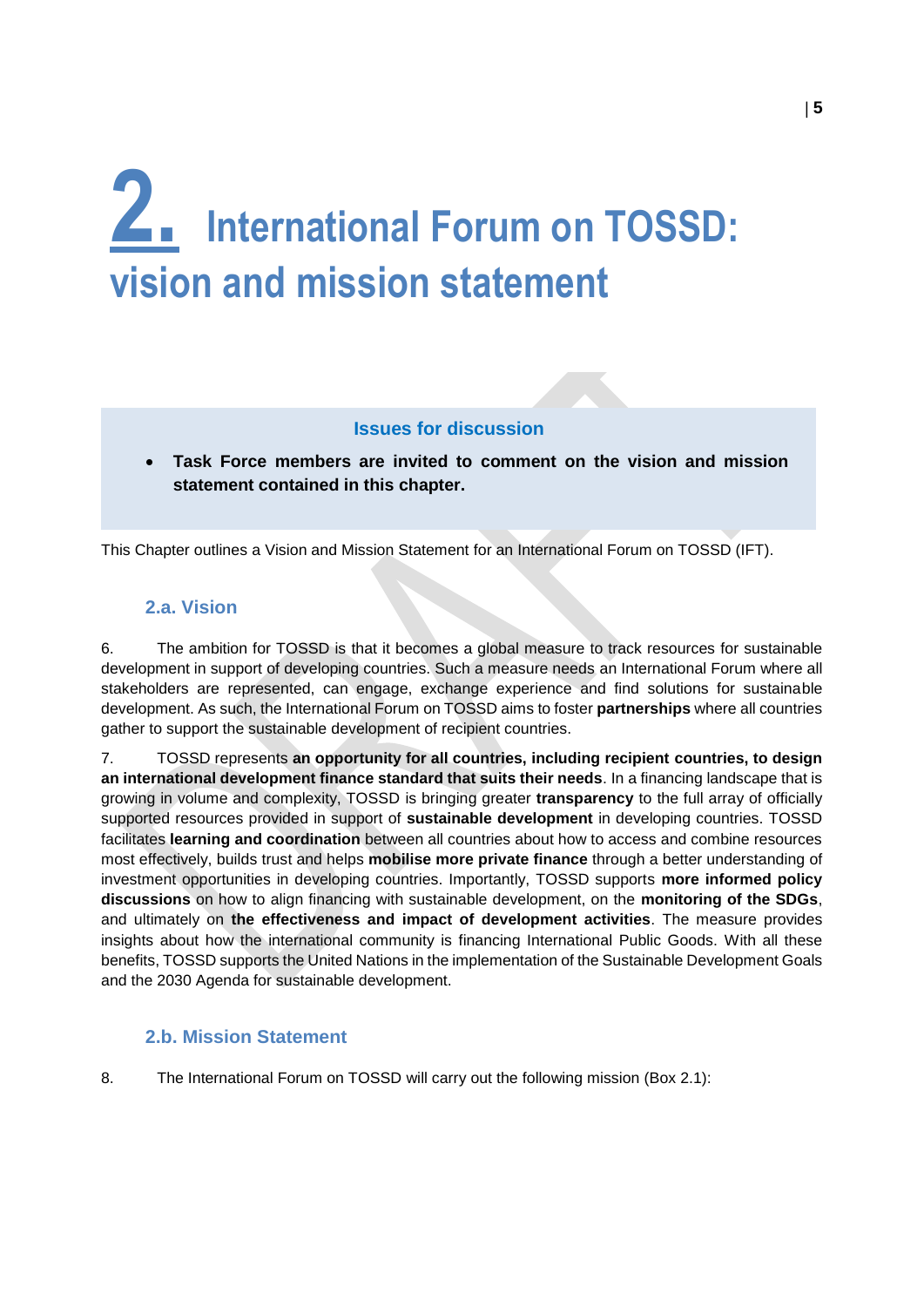# 2. International Forum on TOSSD: vision and mission statement

**Issues for discussion**

- **Task Force members are invited to comment on the vision and mission statement contained in this chapter.**

This Chapter outlines a Vision and Mission Statement for an International Forum on TOSSD (IFT).

## 2.a. Vision

6. The ambition for TOSSD is that it becomes a global measure to track resources for sustainable development in support of developing countries. Such a measure needs an International Forum where all stakeholders are represented, can engage, exchange experience and find solutions for sustainable development. As such, the International Forum on TOSSD aims to foster **partnerships** where all countries gather to support the sustainable development of recipient countries.

7. TOSSD represents **an opportunity for all countries, including recipient countries, to design an international development finance standard that suits their needs**. In a financing landscape that is growing in volume and complexity, TOSSD is bringing greater **transparency** to the full array of officially supported resources provided in support of **sustainable development** in developing countries. TOSSD facilitates **learning and coordination** between all countries about how to access and combine resources most effectively, builds trust and helps **mobilise more private finance** through a better understanding of investment opportunities in developing countries. Importantly, TOSSD supports **more informed policy discussions** on how to align financing with sustainable development, on the **monitoring of the SDGs**, and ultimately on **the effectiveness and impact of development activities**. The measure provides insights about how the international community is financing International Public Goods. With all these benefits, TOSSD supports the United Nations in the implementation of the Sustainable Development Goals and the 2030 Agenda for sustainable development.

## 2.b. Mission Statement

8. The International Forum on TOSSD will carry out the following mission (Box 2.1):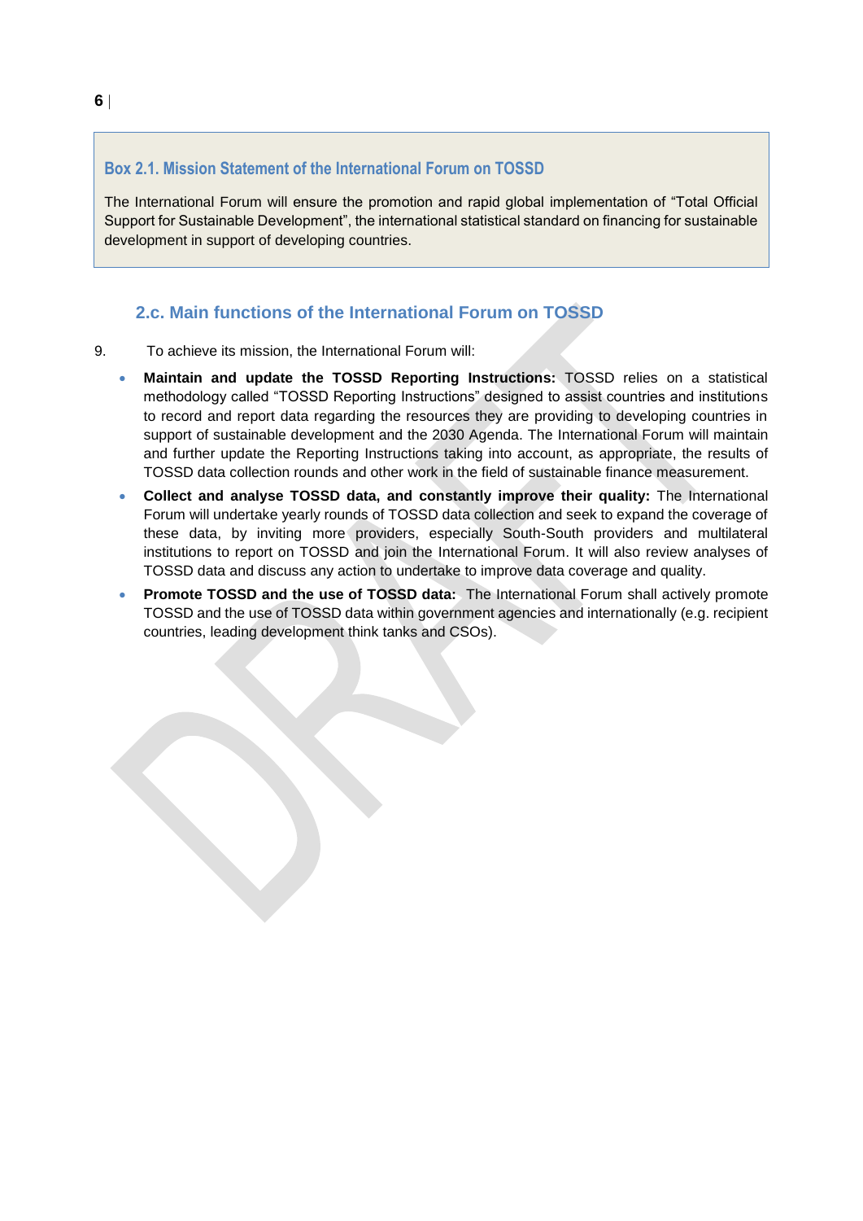**Box 2.1. Mission Statement of the International Forum on TOSSD**

The International Forum will ensure the promotion and rapid global implementation of "Total Official Support for Sustainable Development", the international statistical standard on financing for sustainable development in support of developing countries.

## 2.c. Main functions of the International Forum on TOSSD

9. To achieve its mission, the International Forum will:

- **Maintain and update the TOSSD Reporting Instructions:** TOSSD relies on a statistical methodology called "TOSSD Reporting Instructions" designed to assist countries and institutions to record and report data regarding the resources they are providing to developing countries in support of sustainable development and the 2030 Agenda. The International Forum will maintain and further update the Reporting Instructions taking into account, as appropriate, the results of TOSSD data collection rounds and other work in the field of sustainable finance measurement.
- **Collect and analyse TOSSD data, and constantly improve their quality:** The International Forum will undertake yearly rounds of TOSSD data collection and seek to expand the coverage of these data, by inviting more providers, especially South-South providers and multilateral institutions to report on TOSSD and join the International Forum. It will also review analyses of TOSSD data and discuss any action to undertake to improve data coverage and quality.
- **Promote TOSSD and the use of TOSSD data:** The International Forum shall actively promote TOSSD and the use of TOSSD data within government agencies and internationally (e.g. recipient countries, leading development think tanks and CSOs).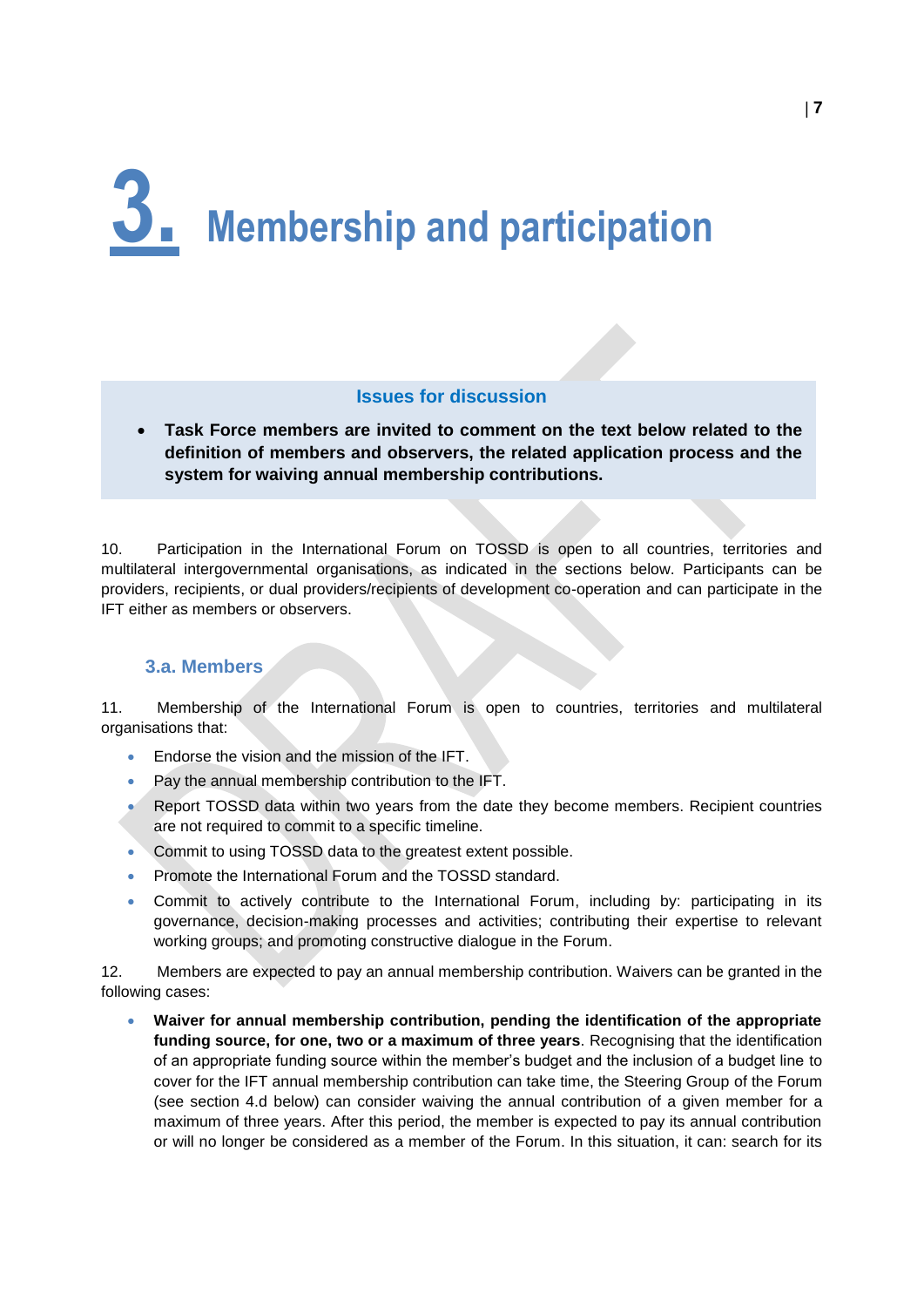# 3. Membership and participation

> **Issues for discussion**
>
> - **Task Force members are invited to comment on the text below related to the definition of members and observers, the related application process and the system for waiving annual membership contributions.**

10. Participation in the International Forum on TOSSD is open to all countries, territories and multilateral intergovernmental organisations, as indicated in the sections below. Participants can be providers, recipients, or dual providers/recipients of development co-operation and can participate in the IFT either as members or observers.

## 3.a. Members

11. Membership of the International Forum is open to countries, territories and multilateral organisations that:

- Endorse the vision and the mission of the IFT.
- Pay the annual membership contribution to the IFT.
- Report TOSSD data within two years from the date they become members. Recipient countries are not required to commit to a specific timeline.
- Commit to using TOSSD data to the greatest extent possible.
- Promote the International Forum and the TOSSD standard.
- Commit to actively contribute to the International Forum, including by: participating in its governance, decision-making processes and activities; contributing their expertise to relevant working groups; and promoting constructive dialogue in the Forum.

12. Members are expected to pay an annual membership contribution. Waivers can be granted in the following cases:

- **Waiver for annual membership contribution, pending the identification of the appropriate funding source, for one, two or a maximum of three years**. Recognising that the identification of an appropriate funding source within the member's budget and the inclusion of a budget line to cover for the IFT annual membership contribution can take time, the Steering Group of the Forum (see section 4.d below) can consider waiving the annual contribution of a given member for a maximum of three years. After this period, the member is expected to pay its annual contribution or will no longer be considered as a member of the Forum. In this situation, it can: search for its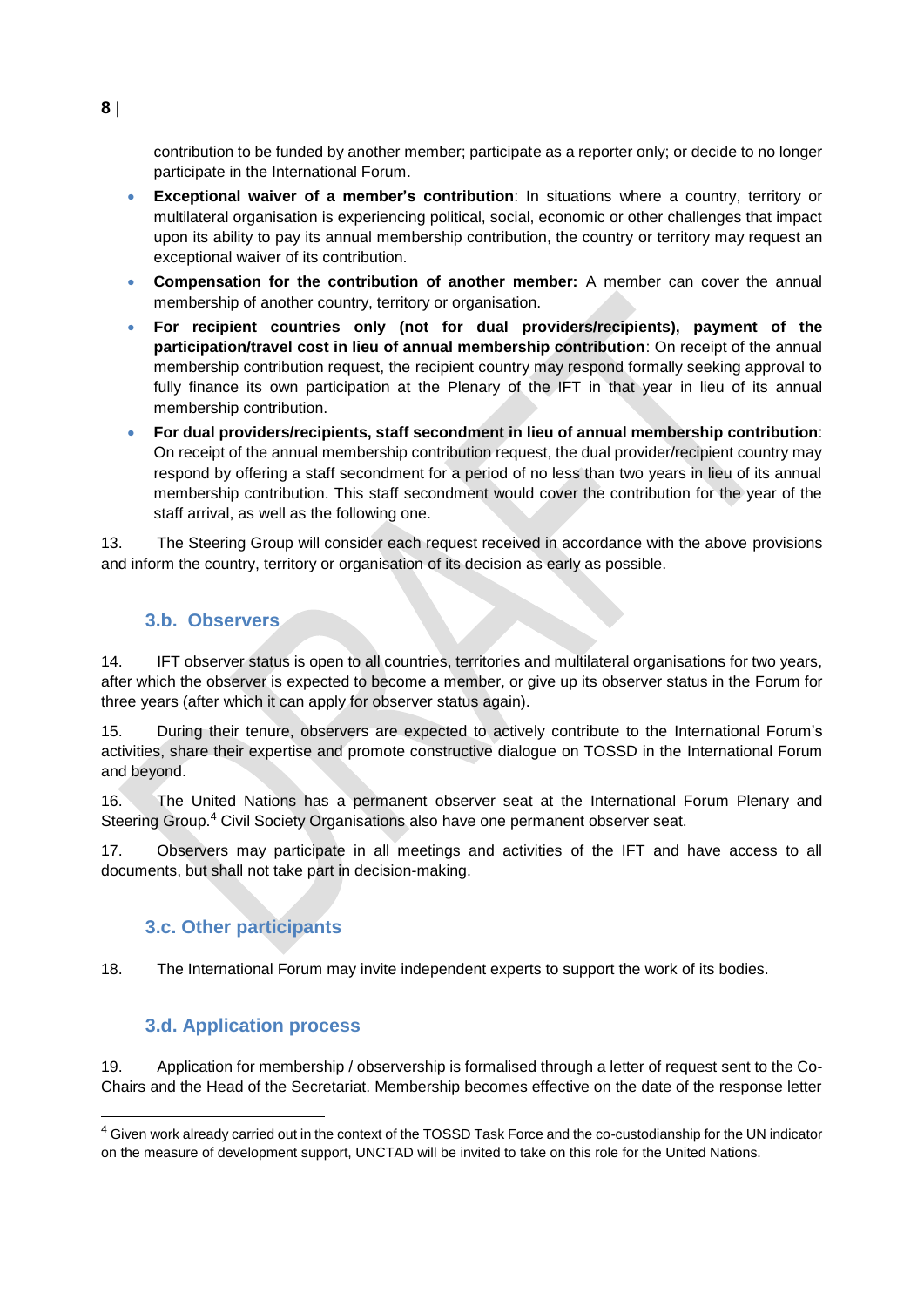contribution to be funded by another member; participate as a reporter only; or decide to no longer participate in the International Forum.

- **Exceptional waiver of a member's contribution**: In situations where a country, territory or multilateral organisation is experiencing political, social, economic or other challenges that impact upon its ability to pay its annual membership contribution, the country or territory may request an exceptional waiver of its contribution.
- **Compensation for the contribution of another member:** A member can cover the annual membership of another country, territory or organisation.
- **For recipient countries only (not for dual providers/recipients), payment of the participation/travel cost in lieu of annual membership contribution**: On receipt of the annual membership contribution request, the recipient country may respond formally seeking approval to fully finance its own participation at the Plenary of the IFT in that year in lieu of its annual membership contribution.
- **For dual providers/recipients, staff secondment in lieu of annual membership contribution**: On receipt of the annual membership contribution request, the dual provider/recipient country may respond by offering a staff secondment for a period of no less than two years in lieu of its annual membership contribution. This staff secondment would cover the contribution for the year of the staff arrival, as well as the following one.

13. The Steering Group will consider each request received in accordance with the above provisions and inform the country, territory or organisation of its decision as early as possible.

### 3.b. Observers

14. IFT observer status is open to all countries, territories and multilateral organisations for two years, after which the observer is expected to become a member, or give up its observer status in the Forum for three years (after which it can apply for observer status again).

15. During their tenure, observers are expected to actively contribute to the International Forum's activities, share their expertise and promote constructive dialogue on TOSSD in the International Forum and beyond.

16. The United Nations has a permanent observer seat at the International Forum Plenary and Steering Group.[4] Civil Society Organisations also have one permanent observer seat.

17. Observers may participate in all meetings and activities of the IFT and have access to all documents, but shall not take part in decision-making.

### 3.c. Other participants

18. The International Forum may invite independent experts to support the work of its bodies.

### 3.d. Application process

19. Application for membership / observership is formalised through a letter of request sent to the Co-Chairs and the Head of the Secretariat. Membership becomes effective on the date of the response letter

[4] Given work already carried out in the context of the TOSSD Task Force and the co-custodianship for the UN indicator on the measure of development support, UNCTAD will be invited to take on this role for the United Nations.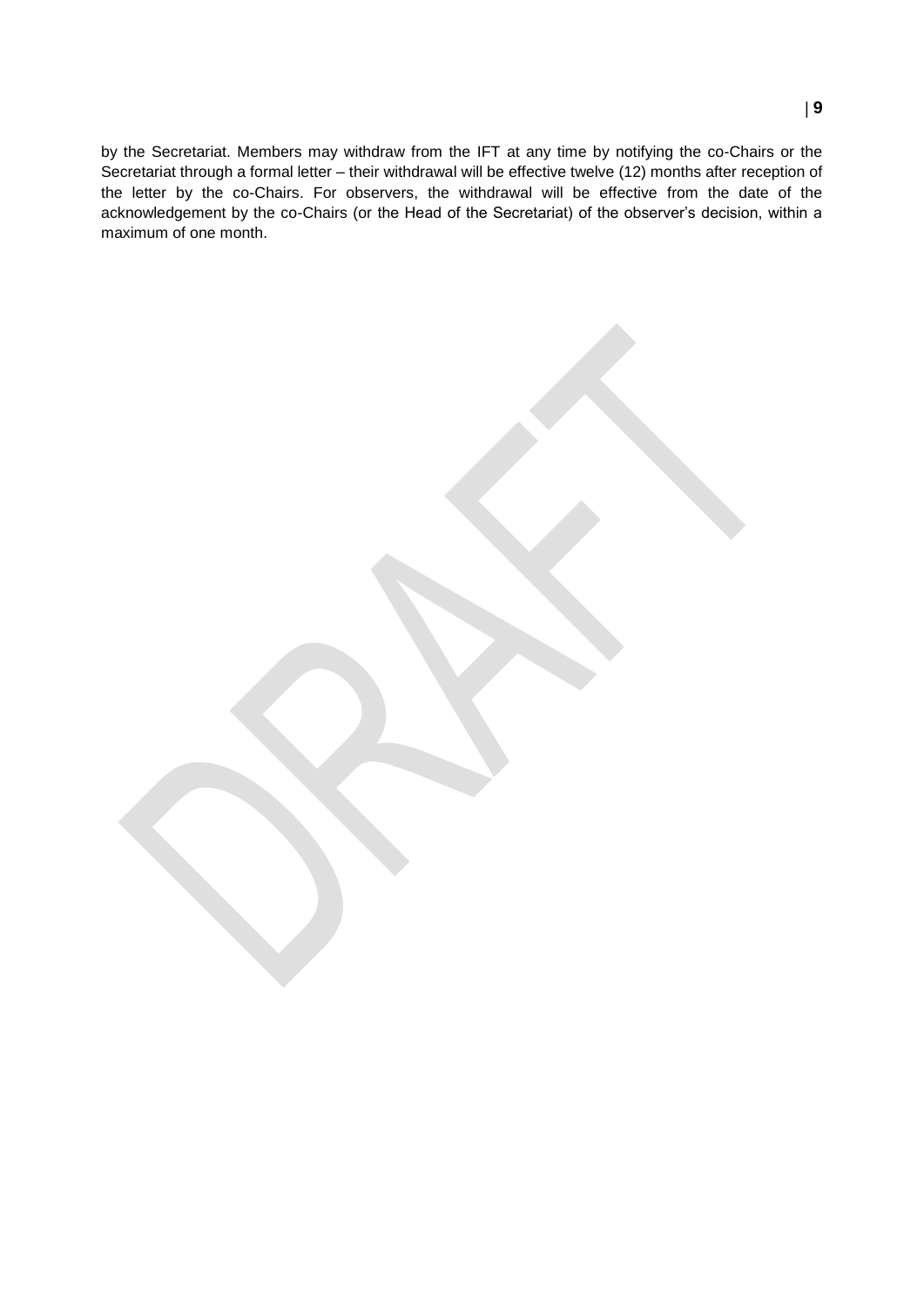by the Secretariat. Members may withdraw from the IFT at any time by notifying the co-Chairs or the Secretariat through a formal letter – their withdrawal will be effective twelve (12) months after reception of the letter by the co-Chairs. For observers, the withdrawal will be effective from the date of the acknowledgement by the co-Chairs (or the Head of the Secretariat) of the observer's decision, within a maximum of one month.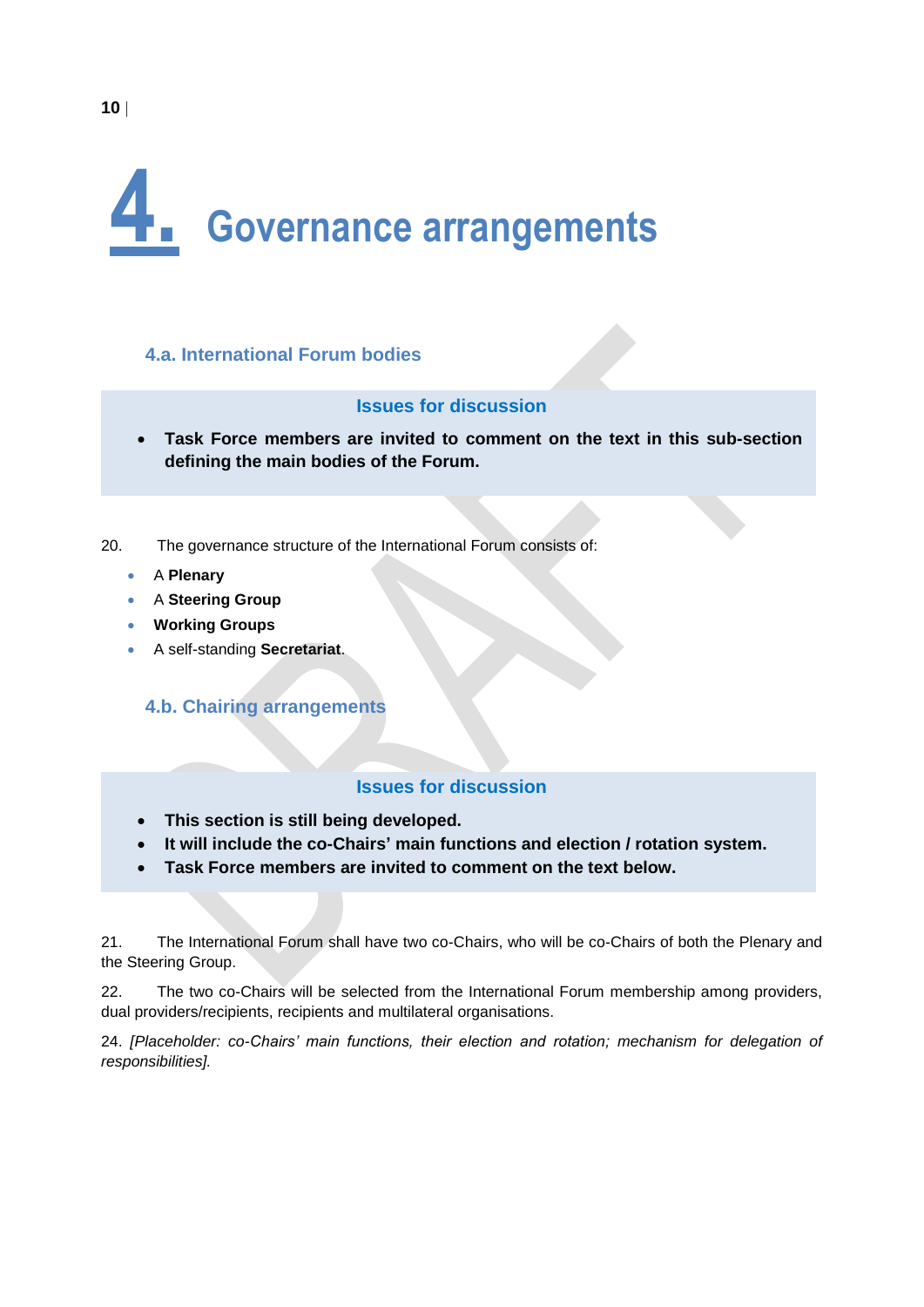# 4. Governance arrangements

## 4.a. International Forum bodies

**Issues for discussion**

- **Task Force members are invited to comment on the text in this sub-section defining the main bodies of the Forum.**

20. The governance structure of the International Forum consists of:

- A **Plenary**
- A **Steering Group**
- **Working Groups**
- A self-standing **Secretariat**.

## 4.b. Chairing arrangements

**Issues for discussion**

- **This section is still being developed.**
- **It will include the co-Chairs' main functions and election / rotation system.**
- **Task Force members are invited to comment on the text below.**

21. The International Forum shall have two co-Chairs, who will be co-Chairs of both the Plenary and the Steering Group.

22. The two co-Chairs will be selected from the International Forum membership among providers, dual providers/recipients, recipients and multilateral organisations.

24. *[Placeholder: co-Chairs' main functions, their election and rotation; mechanism for delegation of responsibilities].*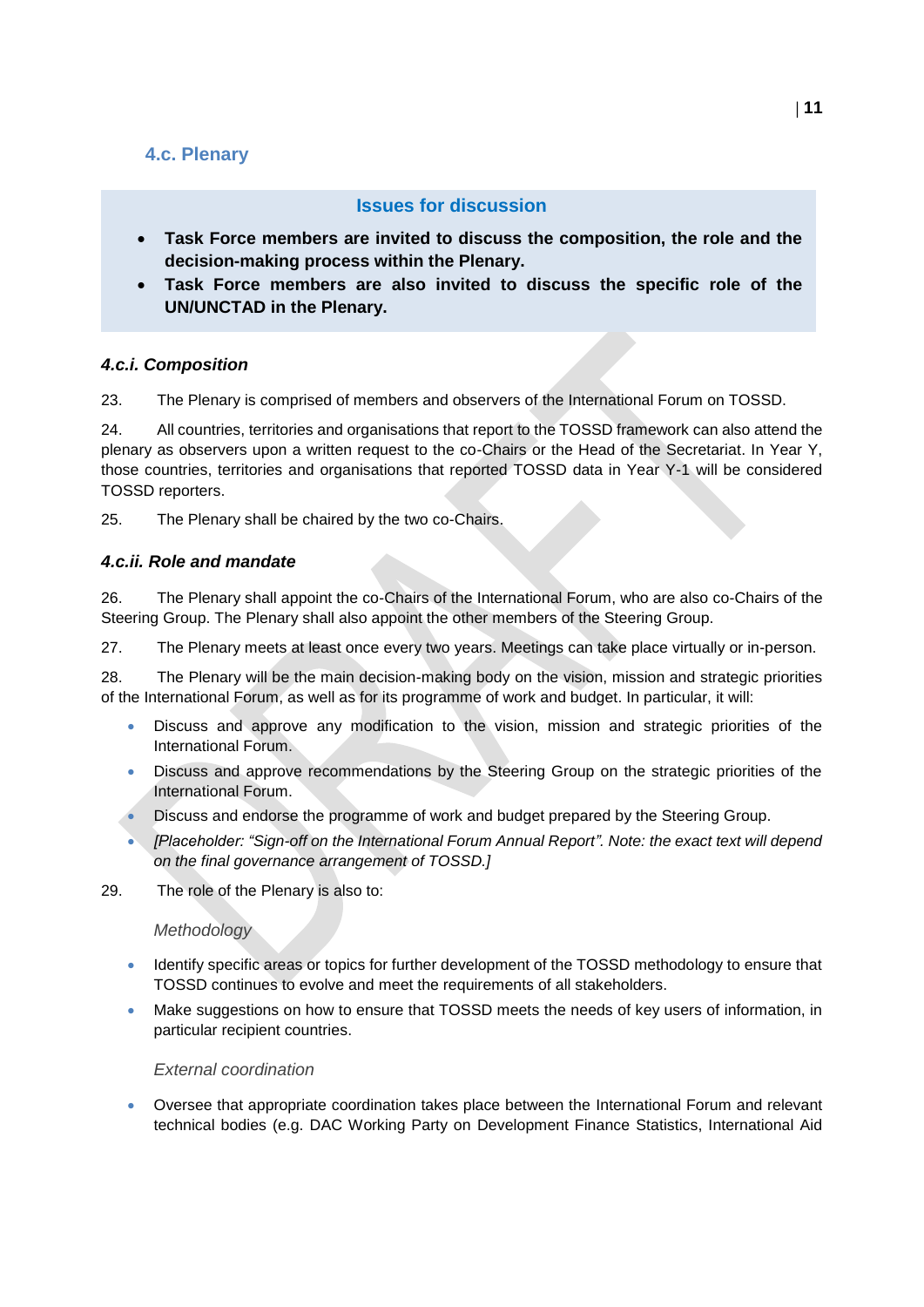### 4.c. Plenary

**Issues for discussion**

- **Task Force members are invited to discuss the composition, the role and the decision-making process within the Plenary.**
- **Task Force members are also invited to discuss the specific role of the UN/UNCTAD in the Plenary.**

#### *4.c.i. Composition*

23. The Plenary is comprised of members and observers of the International Forum on TOSSD.

24. All countries, territories and organisations that report to the TOSSD framework can also attend the plenary as observers upon a written request to the co-Chairs or the Head of the Secretariat. In Year Y, those countries, territories and organisations that reported TOSSD data in Year Y-1 will be considered TOSSD reporters.

25. The Plenary shall be chaired by the two co-Chairs.

#### *4.c.ii. Role and mandate*

26. The Plenary shall appoint the co-Chairs of the International Forum, who are also co-Chairs of the Steering Group. The Plenary shall also appoint the other members of the Steering Group.

27. The Plenary meets at least once every two years. Meetings can take place virtually or in-person.

28. The Plenary will be the main decision-making body on the vision, mission and strategic priorities of the International Forum, as well as for its programme of work and budget. In particular, it will:

- Discuss and approve any modification to the vision, mission and strategic priorities of the International Forum.
- Discuss and approve recommendations by the Steering Group on the strategic priorities of the International Forum.
- Discuss and endorse the programme of work and budget prepared by the Steering Group.
- *[Placeholder: "Sign-off on the International Forum Annual Report". Note: the exact text will depend on the final governance arrangement of TOSSD.]*

29. The role of the Plenary is also to:

*Methodology*

- Identify specific areas or topics for further development of the TOSSD methodology to ensure that TOSSD continues to evolve and meet the requirements of all stakeholders.
- Make suggestions on how to ensure that TOSSD meets the needs of key users of information, in particular recipient countries.

*External coordination*

- Oversee that appropriate coordination takes place between the International Forum and relevant technical bodies (e.g. DAC Working Party on Development Finance Statistics, International Aid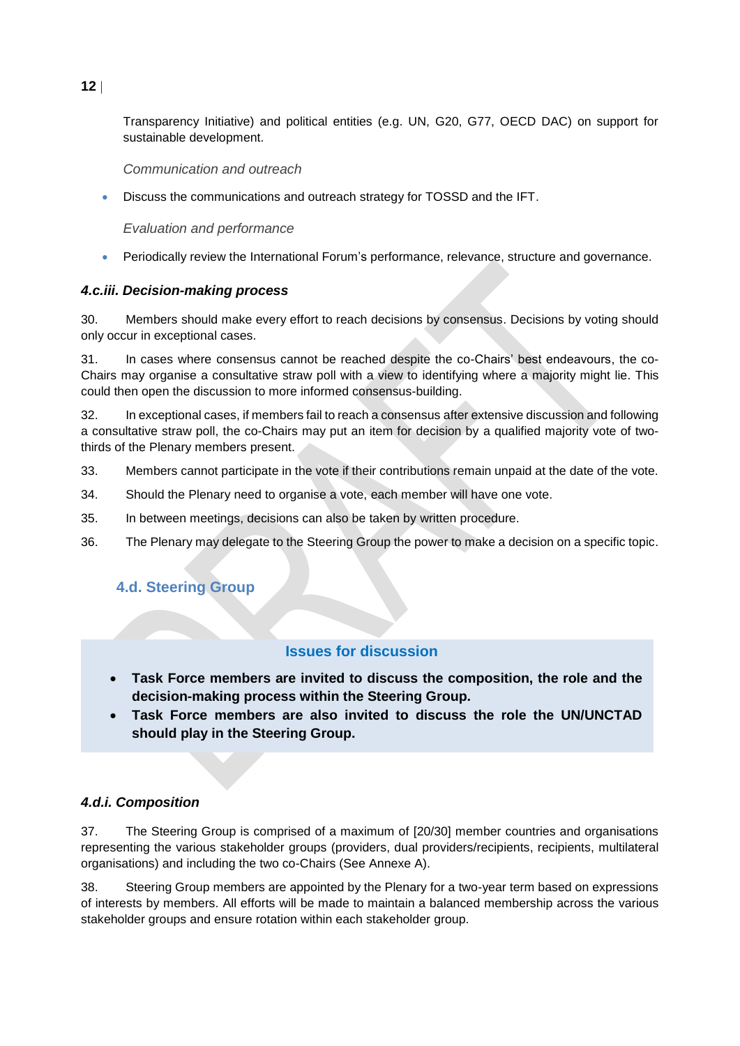Transparency Initiative) and political entities (e.g. UN, G20, G77, OECD DAC) on support for sustainable development.

*Communication and outreach*

- Discuss the communications and outreach strategy for TOSSD and the IFT.

*Evaluation and performance*

- Periodically review the International Forum's performance, relevance, structure and governance.

#### *4.c.iii. Decision-making process*

30. Members should make every effort to reach decisions by consensus. Decisions by voting should only occur in exceptional cases.

31. In cases where consensus cannot be reached despite the co-Chairs' best endeavours, the co-Chairs may organise a consultative straw poll with a view to identifying where a majority might lie. This could then open the discussion to more informed consensus-building.

32. In exceptional cases, if members fail to reach a consensus after extensive discussion and following a consultative straw poll, the co-Chairs may put an item for decision by a qualified majority vote of two-thirds of the Plenary members present.

33. Members cannot participate in the vote if their contributions remain unpaid at the date of the vote.

34. Should the Plenary need to organise a vote, each member will have one vote.

35. In between meetings, decisions can also be taken by written procedure.

36. The Plenary may delegate to the Steering Group the power to make a decision on a specific topic.

### 4.d. Steering Group

**Issues for discussion**

- **Task Force members are invited to discuss the composition, the role and the decision-making process within the Steering Group.**
- **Task Force members are also invited to discuss the role the UN/UNCTAD should play in the Steering Group.**

#### *4.d.i. Composition*

37. The Steering Group is comprised of a maximum of [20/30] member countries and organisations representing the various stakeholder groups (providers, dual providers/recipients, recipients, multilateral organisations) and including the two co-Chairs (See Annexe A).

38. Steering Group members are appointed by the Plenary for a two-year term based on expressions of interests by members. All efforts will be made to maintain a balanced membership across the various stakeholder groups and ensure rotation within each stakeholder group.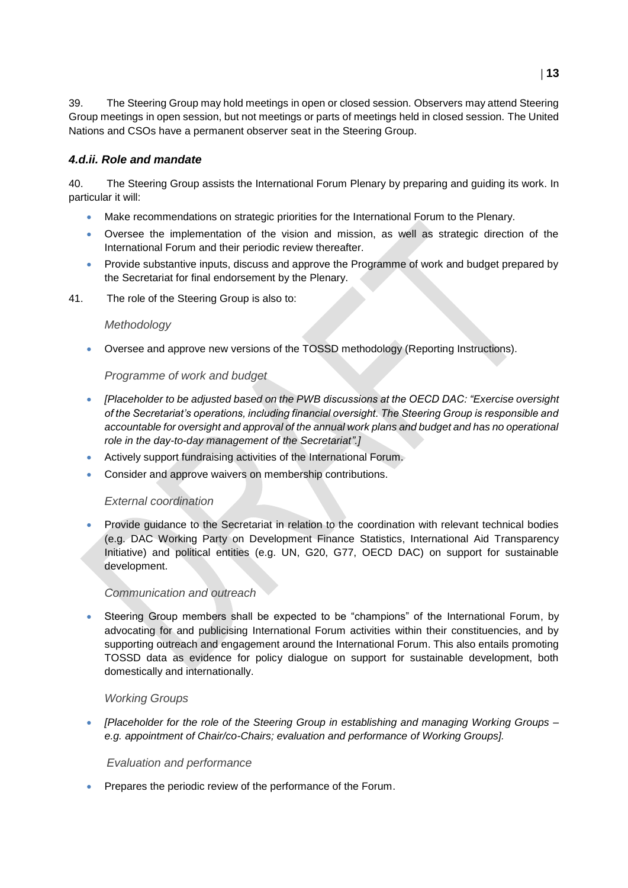39. The Steering Group may hold meetings in open or closed session. Observers may attend Steering Group meetings in open session, but not meetings or parts of meetings held in closed session. The United Nations and CSOs have a permanent observer seat in the Steering Group.

### *4.d.ii. Role and mandate*

40. The Steering Group assists the International Forum Plenary by preparing and guiding its work. In particular it will:

- Make recommendations on strategic priorities for the International Forum to the Plenary.
- Oversee the implementation of the vision and mission, as well as strategic direction of the International Forum and their periodic review thereafter.
- Provide substantive inputs, discuss and approve the Programme of work and budget prepared by the Secretariat for final endorsement by the Plenary.

41. The role of the Steering Group is also to:

*Methodology*

- Oversee and approve new versions of the TOSSD methodology (Reporting Instructions).

*Programme of work and budget*

- *[Placeholder to be adjusted based on the PWB discussions at the OECD DAC: "Exercise oversight of the Secretariat's operations, including financial oversight. The Steering Group is responsible and accountable for oversight and approval of the annual work plans and budget and has no operational role in the day-to-day management of the Secretariat".]*
- Actively support fundraising activities of the International Forum.
- Consider and approve waivers on membership contributions.

*External coordination*

- Provide guidance to the Secretariat in relation to the coordination with relevant technical bodies (e.g. DAC Working Party on Development Finance Statistics, International Aid Transparency Initiative) and political entities (e.g. UN, G20, G77, OECD DAC) on support for sustainable development.

*Communication and outreach*

- Steering Group members shall be expected to be "champions" of the International Forum, by advocating for and publicising International Forum activities within their constituencies, and by supporting outreach and engagement around the International Forum. This also entails promoting TOSSD data as evidence for policy dialogue on support for sustainable development, both domestically and internationally.

*Working Groups*

- *[Placeholder for the role of the Steering Group in establishing and managing Working Groups – e.g. appointment of Chair/co-Chairs; evaluation and performance of Working Groups].*

*Evaluation and performance*

- Prepares the periodic review of the performance of the Forum.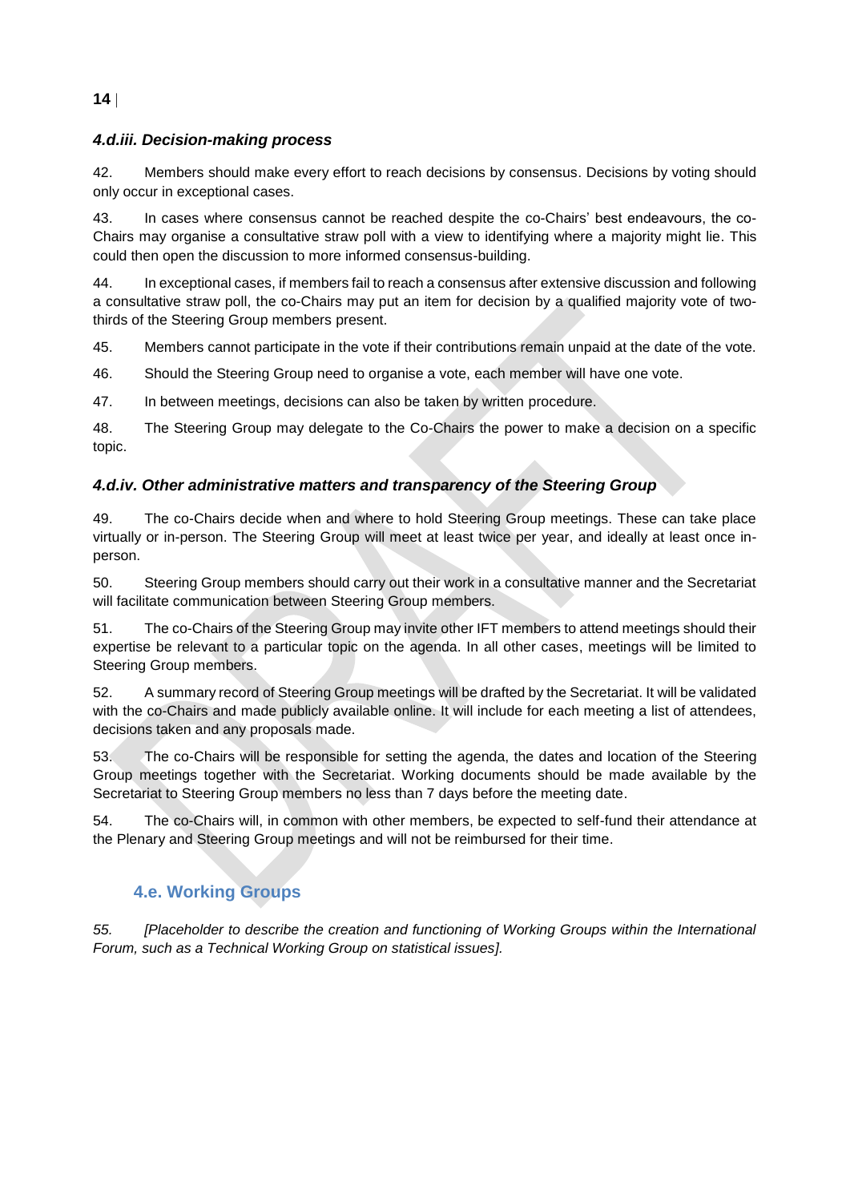### *4.d.iii. Decision-making process*

42. Members should make every effort to reach decisions by consensus. Decisions by voting should only occur in exceptional cases.

43. In cases where consensus cannot be reached despite the co-Chairs' best endeavours, the co-Chairs may organise a consultative straw poll with a view to identifying where a majority might lie. This could then open the discussion to more informed consensus-building.

44. In exceptional cases, if members fail to reach a consensus after extensive discussion and following a consultative straw poll, the co-Chairs may put an item for decision by a qualified majority vote of two-thirds of the Steering Group members present.

45. Members cannot participate in the vote if their contributions remain unpaid at the date of the vote.

46. Should the Steering Group need to organise a vote, each member will have one vote.

47. In between meetings, decisions can also be taken by written procedure.

48. The Steering Group may delegate to the Co-Chairs the power to make a decision on a specific topic.

### *4.d.iv. Other administrative matters and transparency of the Steering Group*

49. The co-Chairs decide when and where to hold Steering Group meetings. These can take place virtually or in-person. The Steering Group will meet at least twice per year, and ideally at least once in-person.

50. Steering Group members should carry out their work in a consultative manner and the Secretariat will facilitate communication between Steering Group members.

51. The co-Chairs of the Steering Group may invite other IFT members to attend meetings should their expertise be relevant to a particular topic on the agenda. In all other cases, meetings will be limited to Steering Group members.

52. A summary record of Steering Group meetings will be drafted by the Secretariat. It will be validated with the co-Chairs and made publicly available online. It will include for each meeting a list of attendees, decisions taken and any proposals made.

53. The co-Chairs will be responsible for setting the agenda, the dates and location of the Steering Group meetings together with the Secretariat. Working documents should be made available by the Secretariat to Steering Group members no less than 7 days before the meeting date.

54. The co-Chairs will, in common with other members, be expected to self-fund their attendance at the Plenary and Steering Group meetings and will not be reimbursed for their time.

## 4.e. Working Groups

*55. [Placeholder to describe the creation and functioning of Working Groups within the International Forum, such as a Technical Working Group on statistical issues].*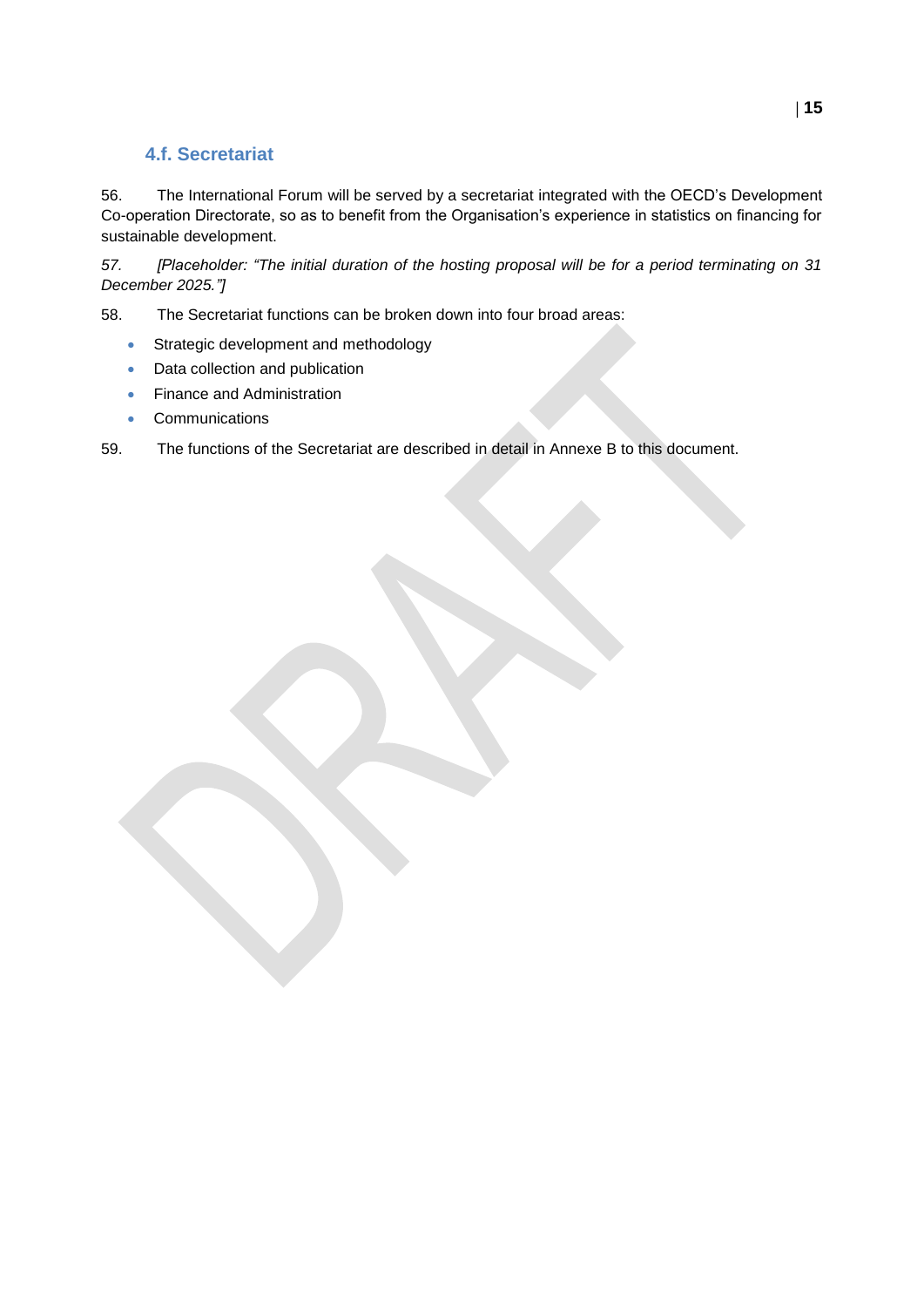### 4.f. Secretariat

56. The International Forum will be served by a secretariat integrated with the OECD's Development Co-operation Directorate, so as to benefit from the Organisation's experience in statistics on financing for sustainable development.

*57. [Placeholder: "The initial duration of the hosting proposal will be for a period terminating on 31 December 2025."]*

58. The Secretariat functions can be broken down into four broad areas:

- Strategic development and methodology
- Data collection and publication
- Finance and Administration
- Communications

59. The functions of the Secretariat are described in detail in Annexe B to this document.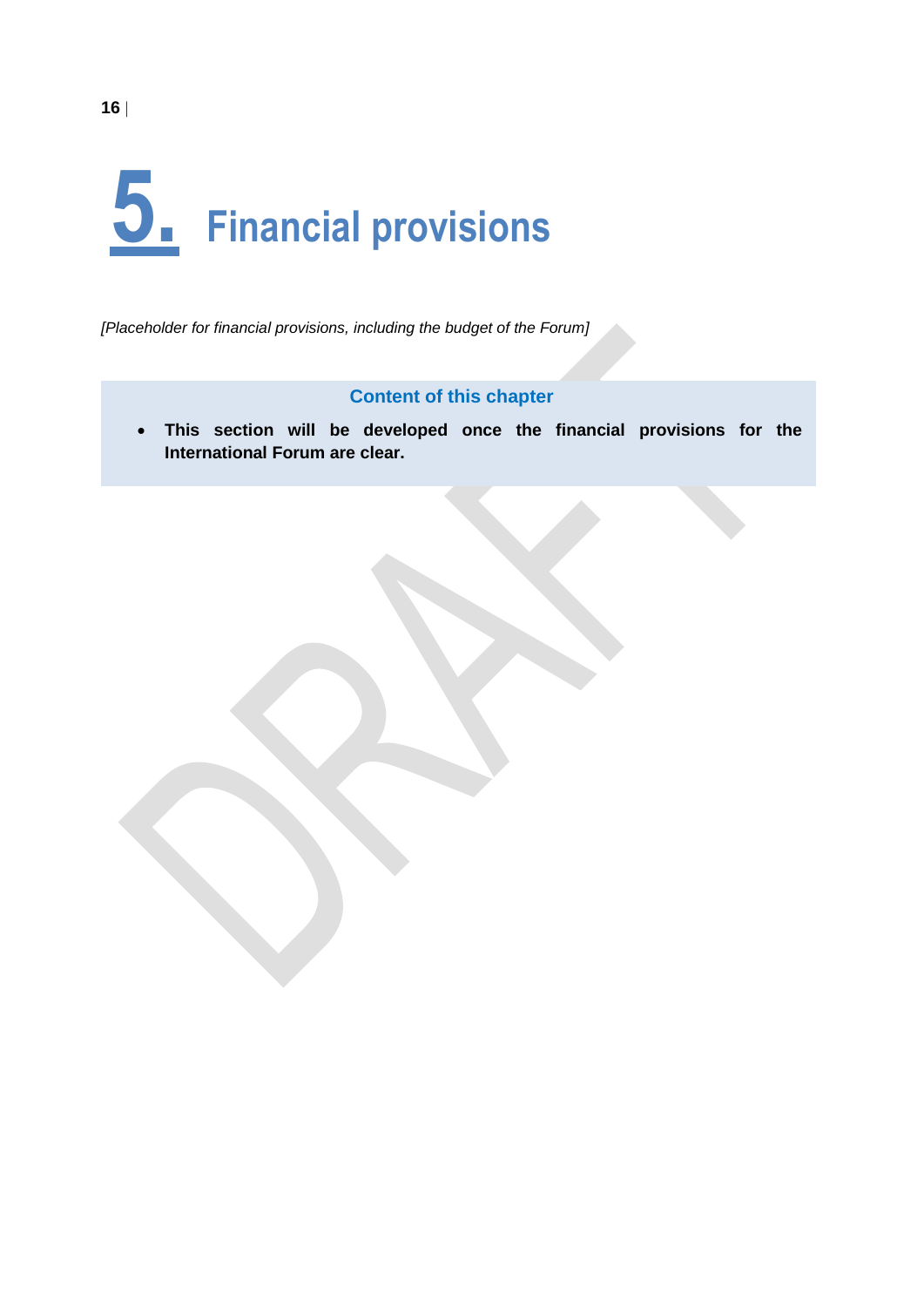# 5. Financial provisions

*[Placeholder for financial provisions, including the budget of the Forum]*

**Content of this chapter**

- **This section will be developed once the financial provisions for the International Forum are clear.**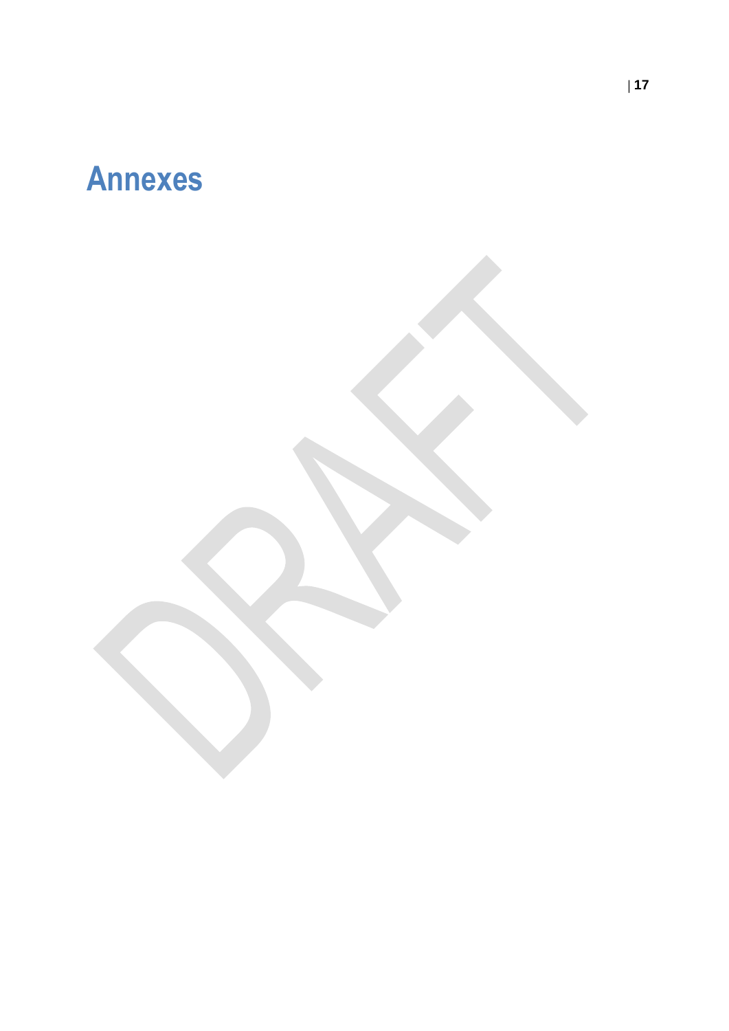# Annexes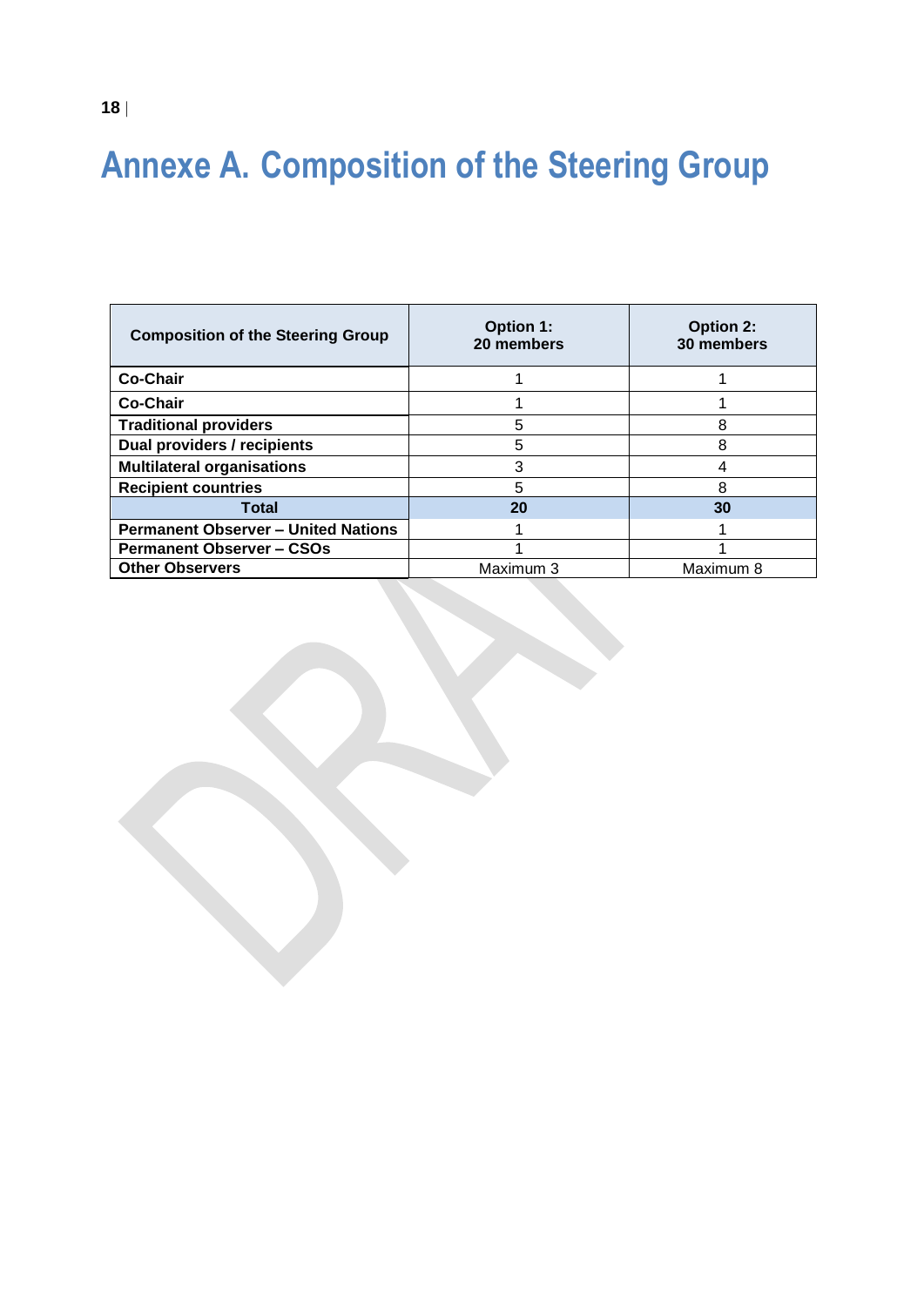# Annexe A. Composition of the Steering Group

| Composition of the Steering Group | Option 1: 20 members | Option 2: 30 members |
|---|---|---|
| **Co-Chair** | 1 | 1 |
| **Co-Chair** | 1 | 1 |
| **Traditional providers** | 5 | 8 |
| **Dual providers / recipients** | 5 | 8 |
| **Multilateral organisations** | 3 | 4 |
| **Recipient countries** | 5 | 8 |
| **Total** | **20** | **30** |
| **Permanent Observer – United Nations** | 1 | 1 |
| **Permanent Observer – CSOs** | 1 | 1 |
| **Other Observers** | Maximum 3 | Maximum 8 |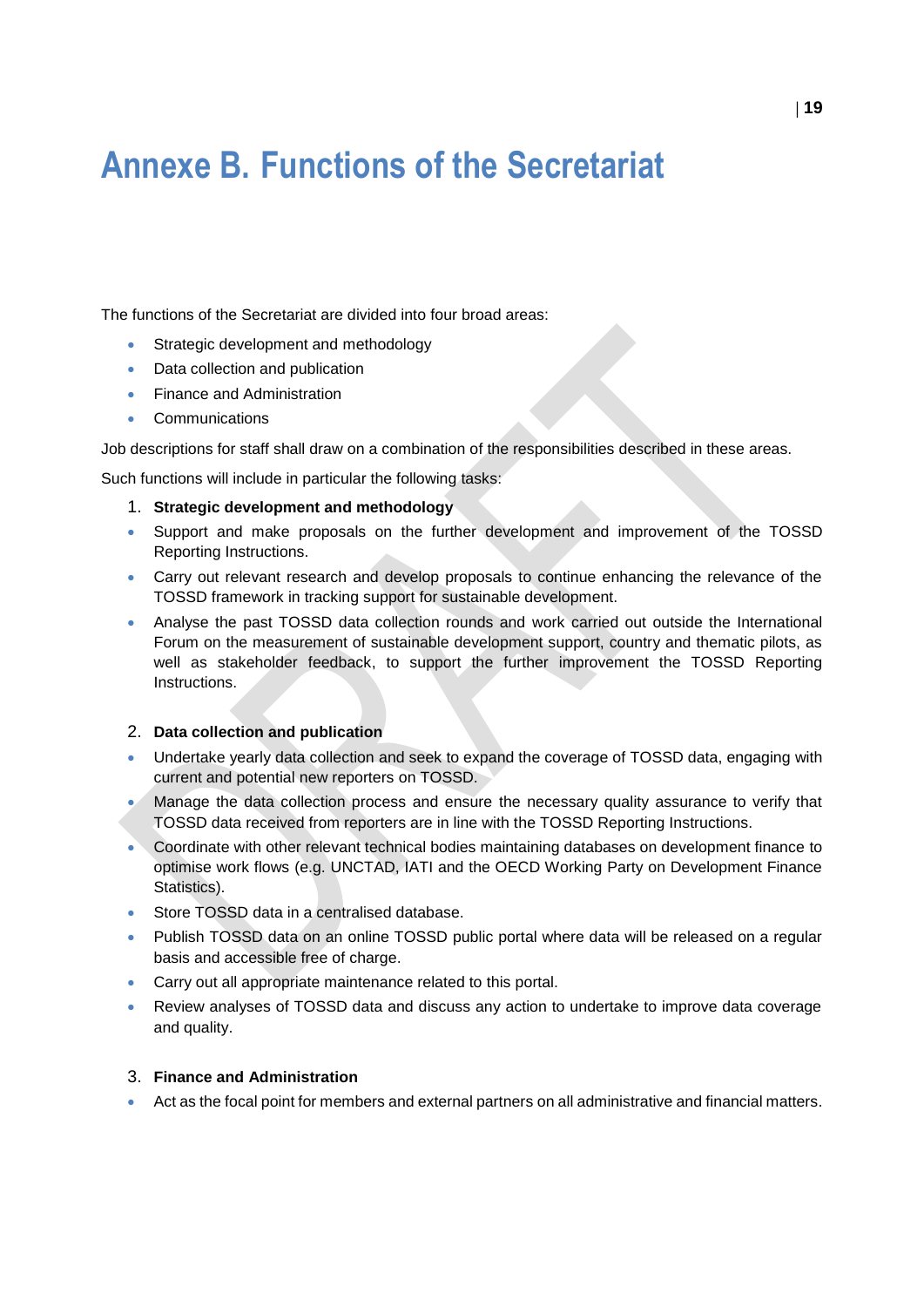# Annexe B. Functions of the Secretariat

The functions of the Secretariat are divided into four broad areas:

- Strategic development and methodology
- Data collection and publication
- Finance and Administration
- Communications

Job descriptions for staff shall draw on a combination of the responsibilities described in these areas.

Such functions will include in particular the following tasks:

1. **Strategic development and methodology**

- Support and make proposals on the further development and improvement of the TOSSD Reporting Instructions.
- Carry out relevant research and develop proposals to continue enhancing the relevance of the TOSSD framework in tracking support for sustainable development.
- Analyse the past TOSSD data collection rounds and work carried out outside the International Forum on the measurement of sustainable development support, country and thematic pilots, as well as stakeholder feedback, to support the further improvement the TOSSD Reporting Instructions.

2. **Data collection and publication**

- Undertake yearly data collection and seek to expand the coverage of TOSSD data, engaging with current and potential new reporters on TOSSD.
- Manage the data collection process and ensure the necessary quality assurance to verify that TOSSD data received from reporters are in line with the TOSSD Reporting Instructions.
- Coordinate with other relevant technical bodies maintaining databases on development finance to optimise work flows (e.g. UNCTAD, IATI and the OECD Working Party on Development Finance Statistics).
- Store TOSSD data in a centralised database.
- Publish TOSSD data on an online TOSSD public portal where data will be released on a regular basis and accessible free of charge.
- Carry out all appropriate maintenance related to this portal.
- Review analyses of TOSSD data and discuss any action to undertake to improve data coverage and quality.

3. **Finance and Administration**

- Act as the focal point for members and external partners on all administrative and financial matters.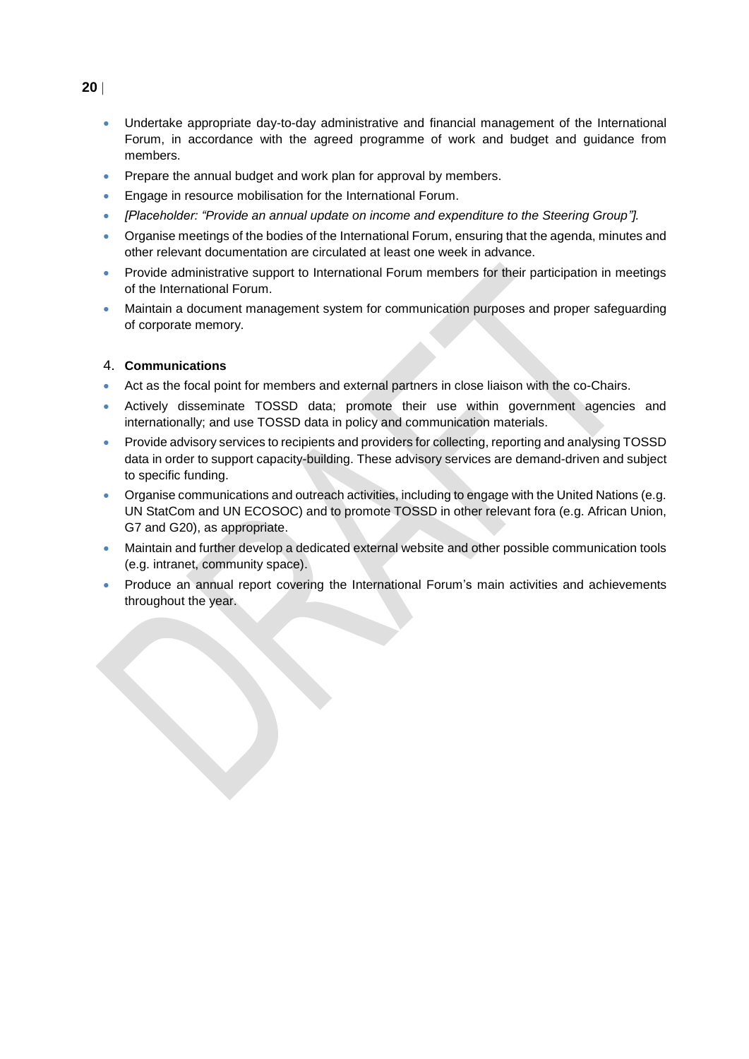- Undertake appropriate day-to-day administrative and financial management of the International Forum, in accordance with the agreed programme of work and budget and guidance from members.
- Prepare the annual budget and work plan for approval by members.
- Engage in resource mobilisation for the International Forum.
- *[Placeholder: "Provide an annual update on income and expenditure to the Steering Group"].*
- Organise meetings of the bodies of the International Forum, ensuring that the agenda, minutes and other relevant documentation are circulated at least one week in advance.
- Provide administrative support to International Forum members for their participation in meetings of the International Forum.
- Maintain a document management system for communication purposes and proper safeguarding of corporate memory.

4. **Communications**

- Act as the focal point for members and external partners in close liaison with the co-Chairs.
- Actively disseminate TOSSD data; promote their use within government agencies and internationally; and use TOSSD data in policy and communication materials.
- Provide advisory services to recipients and providers for collecting, reporting and analysing TOSSD data in order to support capacity-building. These advisory services are demand-driven and subject to specific funding.
- Organise communications and outreach activities, including to engage with the United Nations (e.g. UN StatCom and UN ECOSOC) and to promote TOSSD in other relevant fora (e.g. African Union, G7 and G20), as appropriate.
- Maintain and further develop a dedicated external website and other possible communication tools (e.g. intranet, community space).
- Produce an annual report covering the International Forum's main activities and achievements throughout the year.